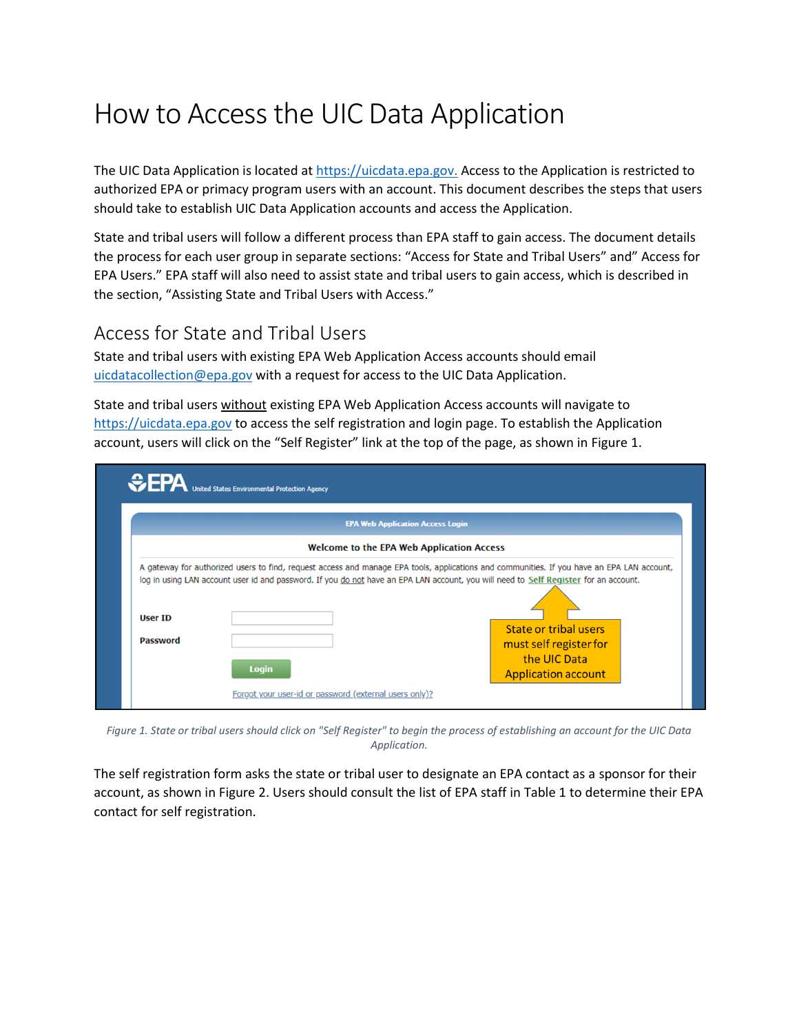# How to Access the UIC Data Application

The UIC Data Application is located at https://uicdata.epa.gov. Access to the Application is restricted to authorized EPA or primacy program users with an account. This document describes the steps that users should take to establish UIC Data Application accounts and access the Application.

State and tribal users will follow a different process than EPA staff to gain access. The document details the process for each user group in separate sections: "Access for State and Tribal Users" and" Access for EPA Users." EPA staff will also need to assist state and tribal users to gain access, which is described in the section, "Assisting State and Tribal Users with Access."

## Access for State and Tribal Users

State and tribal users with existing EPA Web Application Access accounts should email uicdatacollection@epa.gov with a request for access to the UIC Data Application.

State and tribal users without existing EPA Web Application Access accounts will navigate to https://uicdata.epa.gov to access the self registration and login page. To establish the Application account, users will click on the "Self Register" link at the top of the page, as shown in Figure 1.

*Figure 1. State or tribal users should click on "Self Register" to begin the process of establishing an account for the UIC Data Application.*

The self registration form asks the state or tribal user to designate an EPA contact as a sponsor for their account, as shown in Figure 2. Users should consult the list of EPA staff in Table 1 to determine their EPA contact for self registration.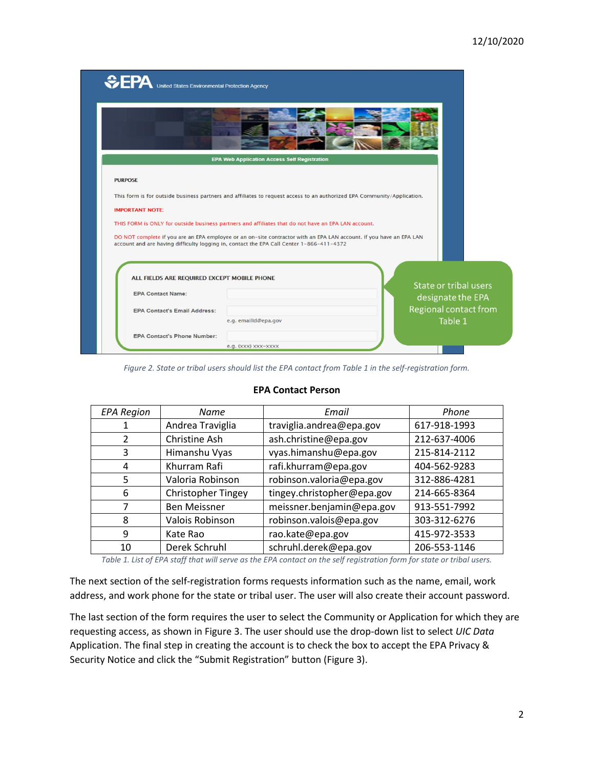*Figure 2. State or tribal users should list the EPA contact from Table 1 in the self-registration form.*

**EPA Contact Person**

| *EPA Region* | *Name* | *Email* | *Phone* |
|---|---|---|---|
| 1 | Andrea Traviglia | traviglia.andrea@epa.gov | 617-918-1993 |
| 2 | Christine Ash | ash.christine@epa.gov | 212-637-4006 |
| 3 | Himanshu Vyas | vyas.himanshu@epa.gov | 215-814-2112 |
| 4 | Khurram Rafi | rafi.khurram@epa.gov | 404-562-9283 |
| 5 | Valoria Robinson | robinson.valoria@epa.gov | 312-886-4281 |
| 6 | Christopher Tingey | tingey.christopher@epa.gov | 214-665-8364 |
| 7 | Ben Meissner | meissner.benjamin@epa.gov | 913-551-7992 |
| 8 | Valois Robinson | robinson.valois@epa.gov | 303-312-6276 |
| 9 | Kate Rao | rao.kate@epa.gov | 415-972-3533 |
| 10 | Derek Schruhl | schruhl.derek@epa.gov | 206-553-1146 |

*Table 1. List of EPA staff that will serve as the EPA contact on the self registration form for state or tribal users.*

The next section of the self-registration forms requests information such as the name, email, work address, and work phone for the state or tribal user. The user will also create their account password.

The last section of the form requires the user to select the Community or Application for which they are requesting access, as shown in Figure 3. The user should use the drop-down list to select *UIC Data* Application. The final step in creating the account is to check the box to accept the EPA Privacy & Security Notice and click the "Submit Registration" button (Figure 3).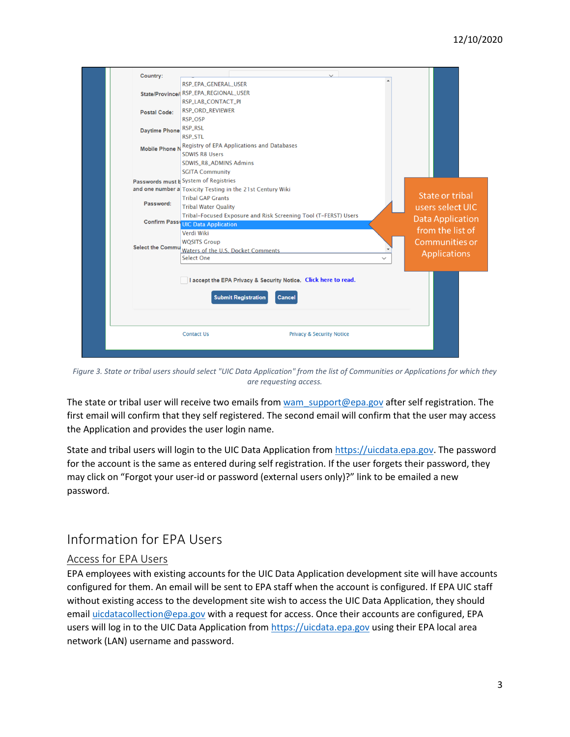*Figure 3. State or tribal users should select "UIC Data Application" from the list of Communities or Applications for which they are requesting access.*

The state or tribal user will receive two emails from wam_support@epa.gov after self registration. The first email will confirm that they self registered. The second email will confirm that the user may access the Application and provides the user login name.

State and tribal users will login to the UIC Data Application from https://uicdata.epa.gov. The password for the account is the same as entered during self registration. If the user forgets their password, they may click on "Forgot your user-id or password (external users only)?" link to be emailed a new password.

# Information for EPA Users

## Access for EPA Users

EPA employees with existing accounts for the UIC Data Application development site will have accounts configured for them. An email will be sent to EPA staff when the account is configured. If EPA UIC staff without existing access to the development site wish to access the UIC Data Application, they should email uicdatacollection@epa.gov with a request for access. Once their accounts are configured, EPA users will log in to the UIC Data Application from https://uicdata.epa.gov using their EPA local area network (LAN) username and password.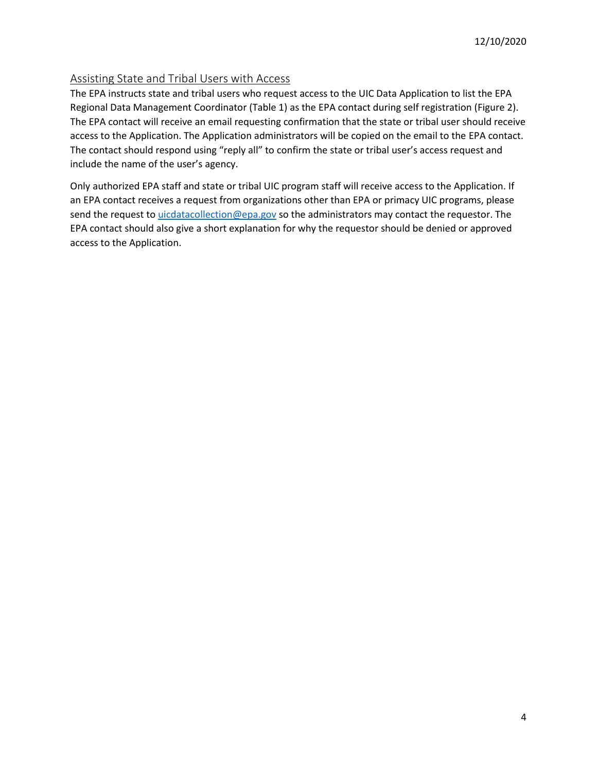## Assisting State and Tribal Users with Access

The EPA instructs state and tribal users who request access to the UIC Data Application to list the EPA Regional Data Management Coordinator (Table 1) as the EPA contact during self registration (Figure 2). The EPA contact will receive an email requesting confirmation that the state or tribal user should receive access to the Application. The Application administrators will be copied on the email to the EPA contact. The contact should respond using "reply all" to confirm the state or tribal user's access request and include the name of the user's agency.

Only authorized EPA staff and state or tribal UIC program staff will receive access to the Application. If an EPA contact receives a request from organizations other than EPA or primacy UIC programs, please send the request to uicdatacollection@epa.gov so the administrators may contact the requestor. The EPA contact should also give a short explanation for why the requestor should be denied or approved access to the Application.